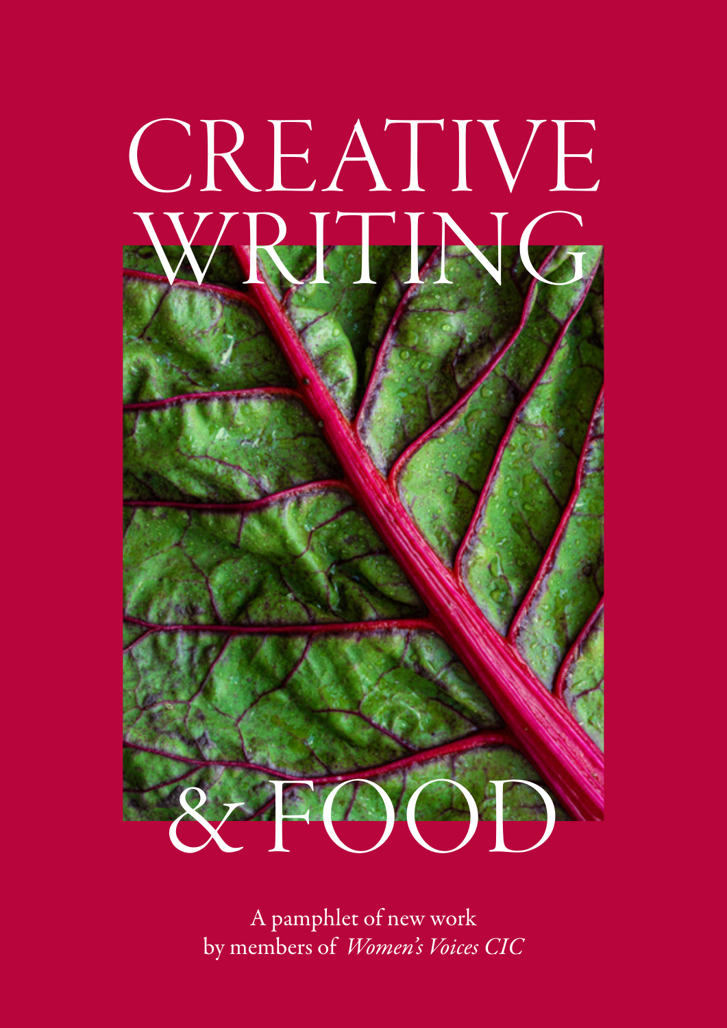# CREATIVE WRITING & FOOD

A pamphlet of new work
by members of *Women's Voices CIC*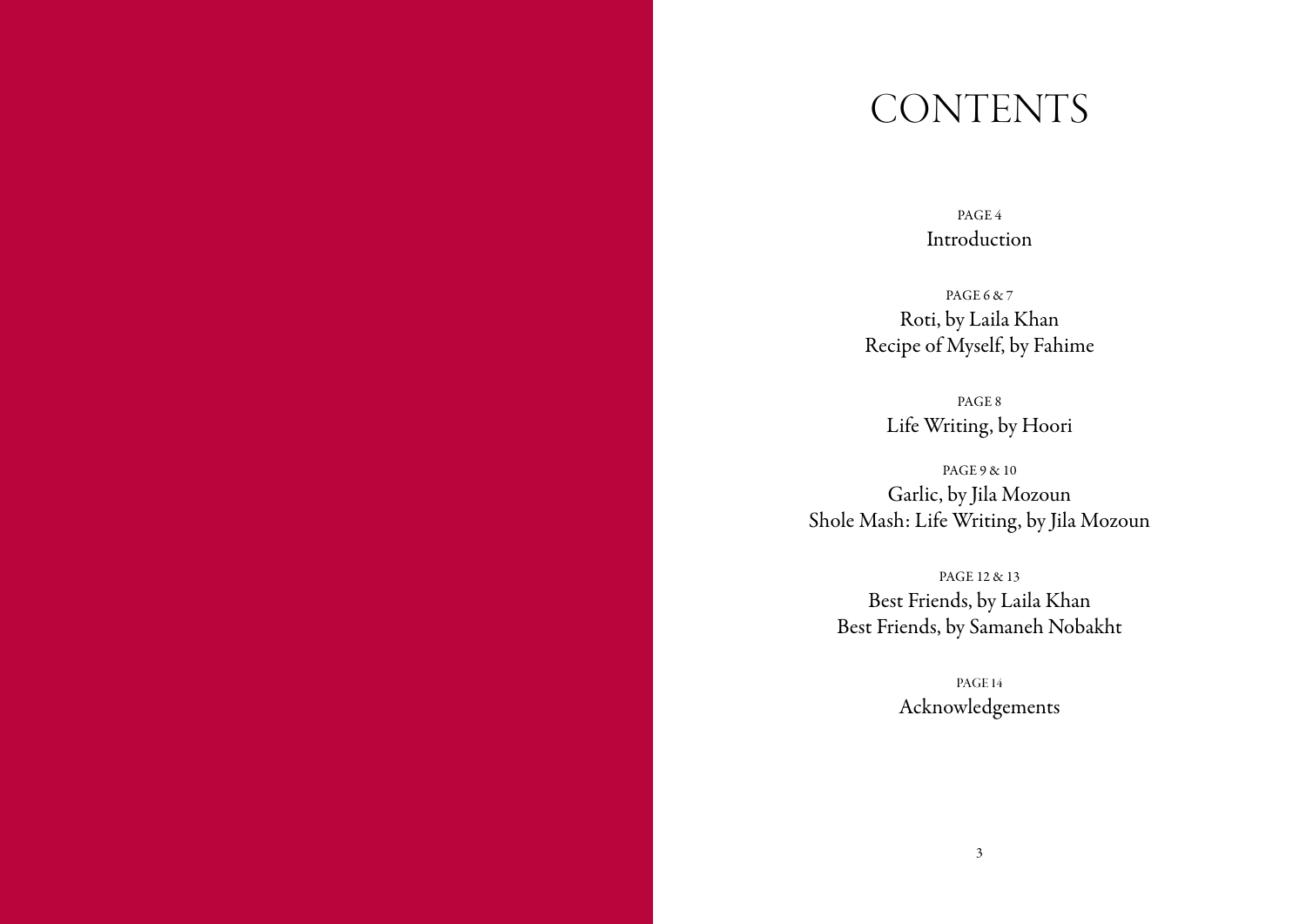# CONTENTS

PAGE 4
Introduction

PAGE 6 & 7
Roti, by Laila Khan
Recipe of Myself, by Fahime

PAGE 8
Life Writing, by Hoori

PAGE 9 & 10
Garlic, by Jila Mozoun
Shole Mash: Life Writing, by Jila Mozoun

PAGE 12 & 13
Best Friends, by Laila Khan
Best Friends, by Samaneh Nobakht

PAGE 14
Acknowledgements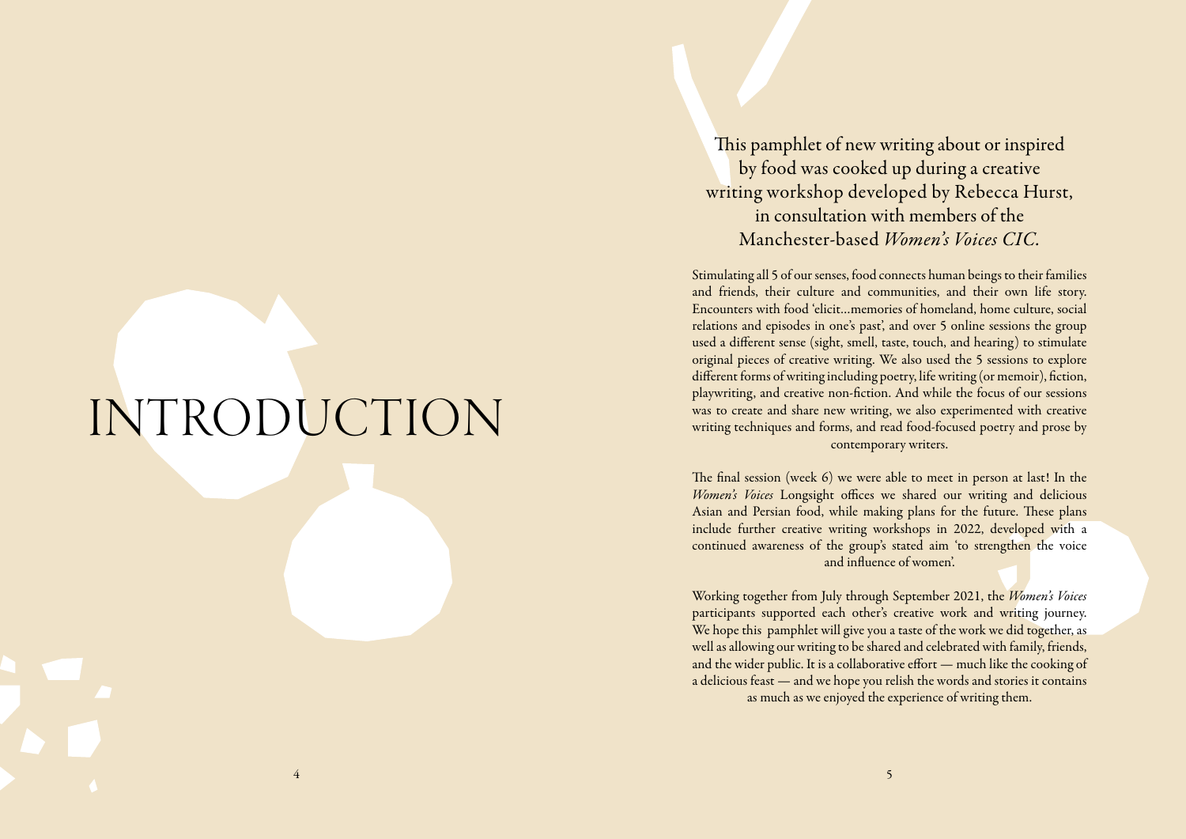# INTRODUCTION

This pamphlet of new writing about or inspired by food was cooked up during a creative writing workshop developed by Rebecca Hurst, in consultation with members of the Manchester-based *Women's Voices CIC*.

Stimulating all 5 of our senses, food connects human beings to their families and friends, their culture and communities, and their own life story. Encounters with food 'elicit…memories of homeland, home culture, social relations and episodes in one's past', and over 5 online sessions the group used a different sense (sight, smell, taste, touch, and hearing) to stimulate original pieces of creative writing. We also used the 5 sessions to explore different forms of writing including poetry, life writing (or memoir), fiction, playwriting, and creative non-fiction. And while the focus of our sessions was to create and share new writing, we also experimented with creative writing techniques and forms, and read food-focused poetry and prose by contemporary writers.

The final session (week 6) we were able to meet in person at last! In the *Women's Voices* Longsight offices we shared our writing and delicious Asian and Persian food, while making plans for the future. These plans include further creative writing workshops in 2022, developed with a continued awareness of the group's stated aim 'to strengthen the voice and influence of women'.

Working together from July through September 2021, the *Women's Voices* participants supported each other's creative work and writing journey. We hope this pamphlet will give you a taste of the work we did together, as well as allowing our writing to be shared and celebrated with family, friends, and the wider public. It is a collaborative effort — much like the cooking of a delicious feast — and we hope you relish the words and stories it contains as much as we enjoyed the experience of writing them.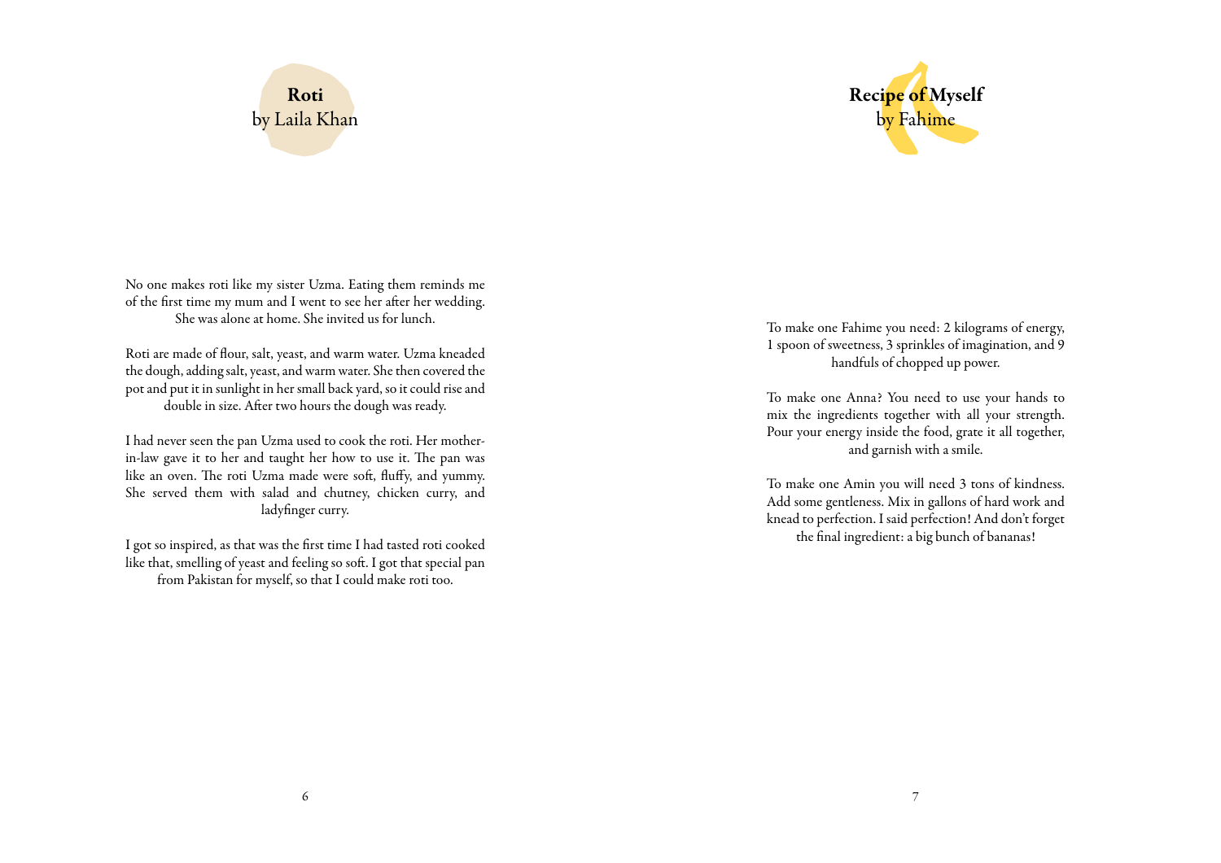## Roti

by Laila Khan

No one makes roti like my sister Uzma. Eating them reminds me of the first time my mum and I went to see her after her wedding. She was alone at home. She invited us for lunch.

Roti are made of flour, salt, yeast, and warm water. Uzma kneaded the dough, adding salt, yeast, and warm water. She then covered the pot and put it in sunlight in her small back yard, so it could rise and double in size. After two hours the dough was ready.

I had never seen the pan Uzma used to cook the roti. Her mother-in-law gave it to her and taught her how to use it. The pan was like an oven. The roti Uzma made were soft, fluffy, and yummy. She served them with salad and chutney, chicken curry, and ladyfinger curry.

I got so inspired, as that was the first time I had tasted roti cooked like that, smelling of yeast and feeling so soft. I got that special pan from Pakistan for myself, so that I could make roti too.

## Recipe of Myself

by Fahime

To make one Fahime you need: 2 kilograms of energy, 1 spoon of sweetness, 3 sprinkles of imagination, and 9 handfuls of chopped up power.

To make one Anna? You need to use your hands to mix the ingredients together with all your strength. Pour your energy inside the food, grate it all together, and garnish with a smile.

To make one Amin you will need 3 tons of kindness. Add some gentleness. Mix in gallons of hard work and knead to perfection. I said perfection! And don't forget the final ingredient: a big bunch of bananas!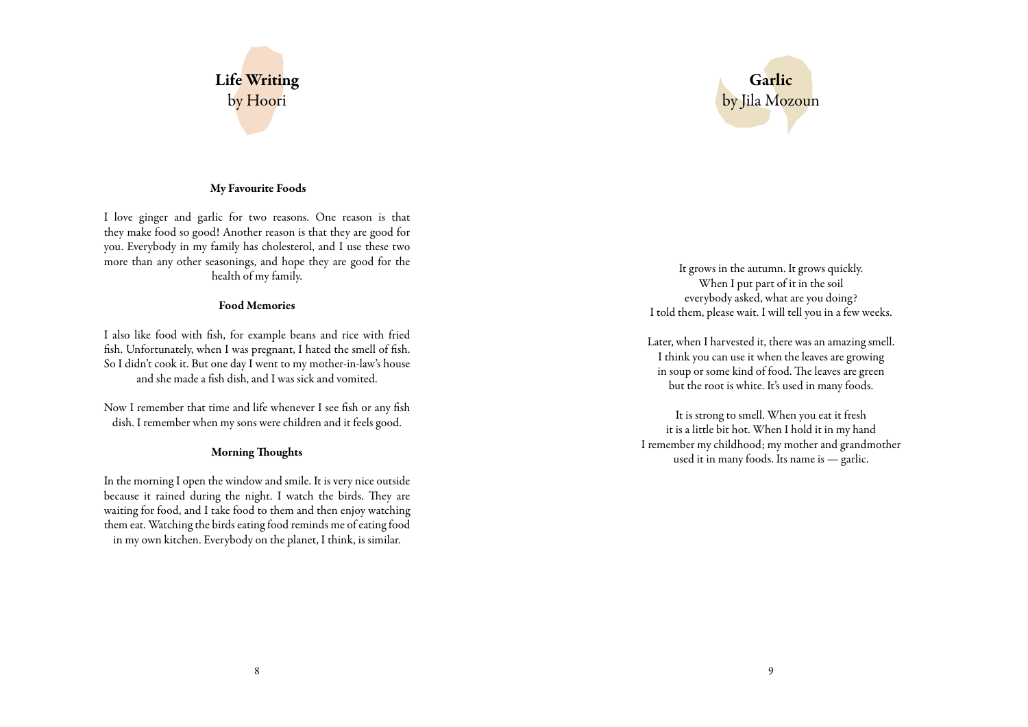# Life Writing
by Hoori

### My Favourite Foods

I love ginger and garlic for two reasons. One reason is that they make food so good! Another reason is that they are good for you. Everybody in my family has cholesterol, and I use these two more than any other seasonings, and hope they are good for the health of my family.

### Food Memories

I also like food with fish, for example beans and rice with fried fish. Unfortunately, when I was pregnant, I hated the smell of fish. So I didn't cook it. But one day I went to my mother-in-law's house and she made a fish dish, and I was sick and vomited.

Now I remember that time and life whenever I see fish or any fish dish. I remember when my sons were children and it feels good.

### Morning Thoughts

In the morning I open the window and smile. It is very nice outside because it rained during the night. I watch the birds. They are waiting for food, and I take food to them and then enjoy watching them eat. Watching the birds eating food reminds me of eating food in my own kitchen. Everybody on the planet, I think, is similar.

# Garlic
by Jila Mozoun

It grows in the autumn. It grows quickly.
When I put part of it in the soil
everybody asked, what are you doing?
I told them, please wait. I will tell you in a few weeks.

Later, when I harvested it, there was an amazing smell.
I think you can use it when the leaves are growing
in soup or some kind of food. The leaves are green
but the root is white. It's used in many foods.

It is strong to smell. When you eat it fresh
it is a little bit hot. When I hold it in my hand
I remember my childhood; my mother and grandmother
used it in many foods. Its name is — garlic.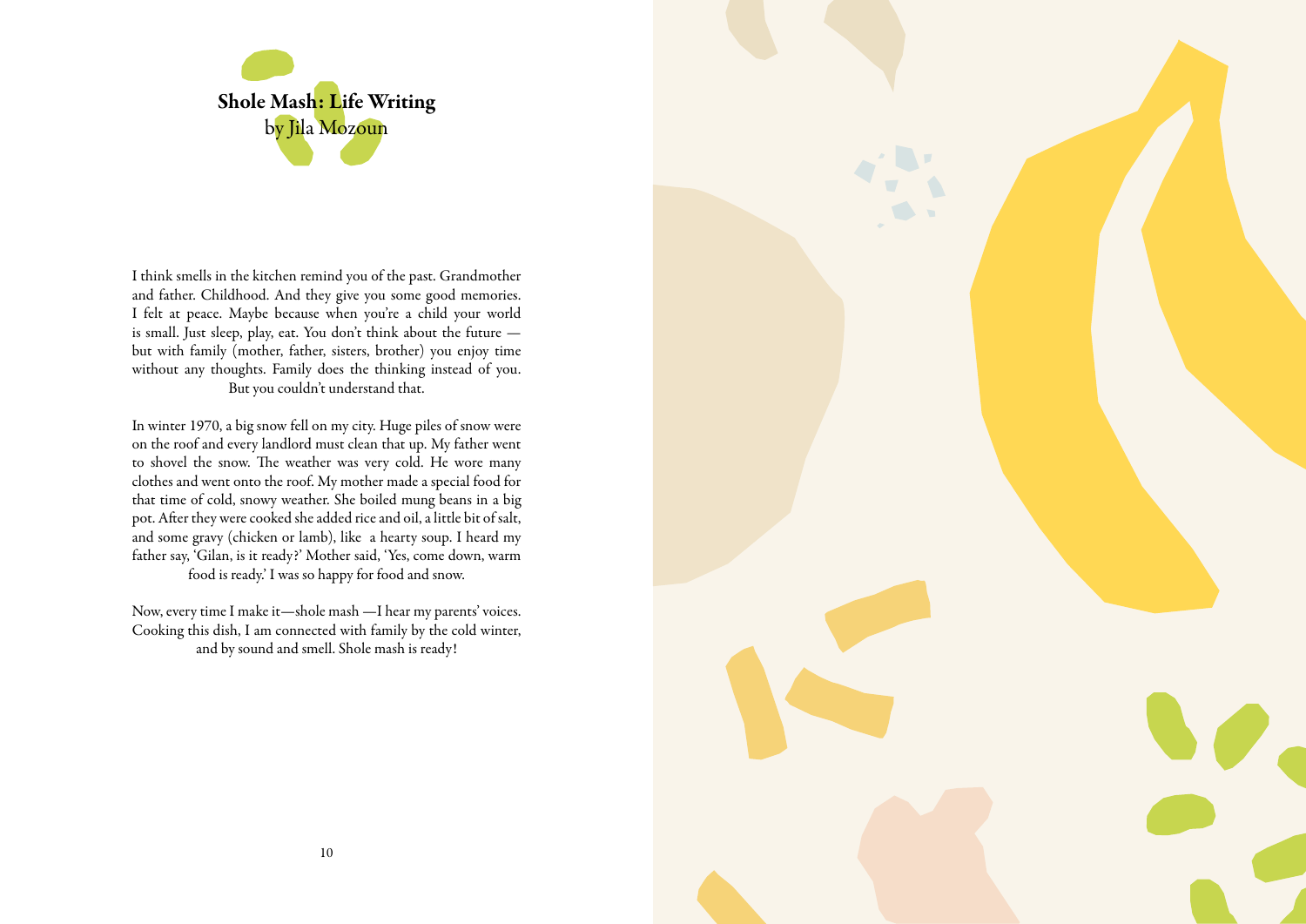## Shole Mash: Life Writing
by Jila Mozoun

I think smells in the kitchen remind you of the past. Grandmother and father. Childhood. And they give you some good memories. I felt at peace. Maybe because when you're a child your world is small. Just sleep, play, eat. You don't think about the future — but with family (mother, father, sisters, brother) you enjoy time without any thoughts. Family does the thinking instead of you. But you couldn't understand that.

In winter 1970, a big snow fell on my city. Huge piles of snow were on the roof and every landlord must clean that up. My father went to shovel the snow. The weather was very cold. He wore many clothes and went onto the roof. My mother made a special food for that time of cold, snowy weather. She boiled mung beans in a big pot. After they were cooked she added rice and oil, a little bit of salt, and some gravy (chicken or lamb), like a hearty soup. I heard my father say, 'Gilan, is it ready?' Mother said, 'Yes, come down, warm food is ready.' I was so happy for food and snow.

Now, every time I make it—shole mash —I hear my parents' voices. Cooking this dish, I am connected with family by the cold winter, and by sound and smell. Shole mash is ready!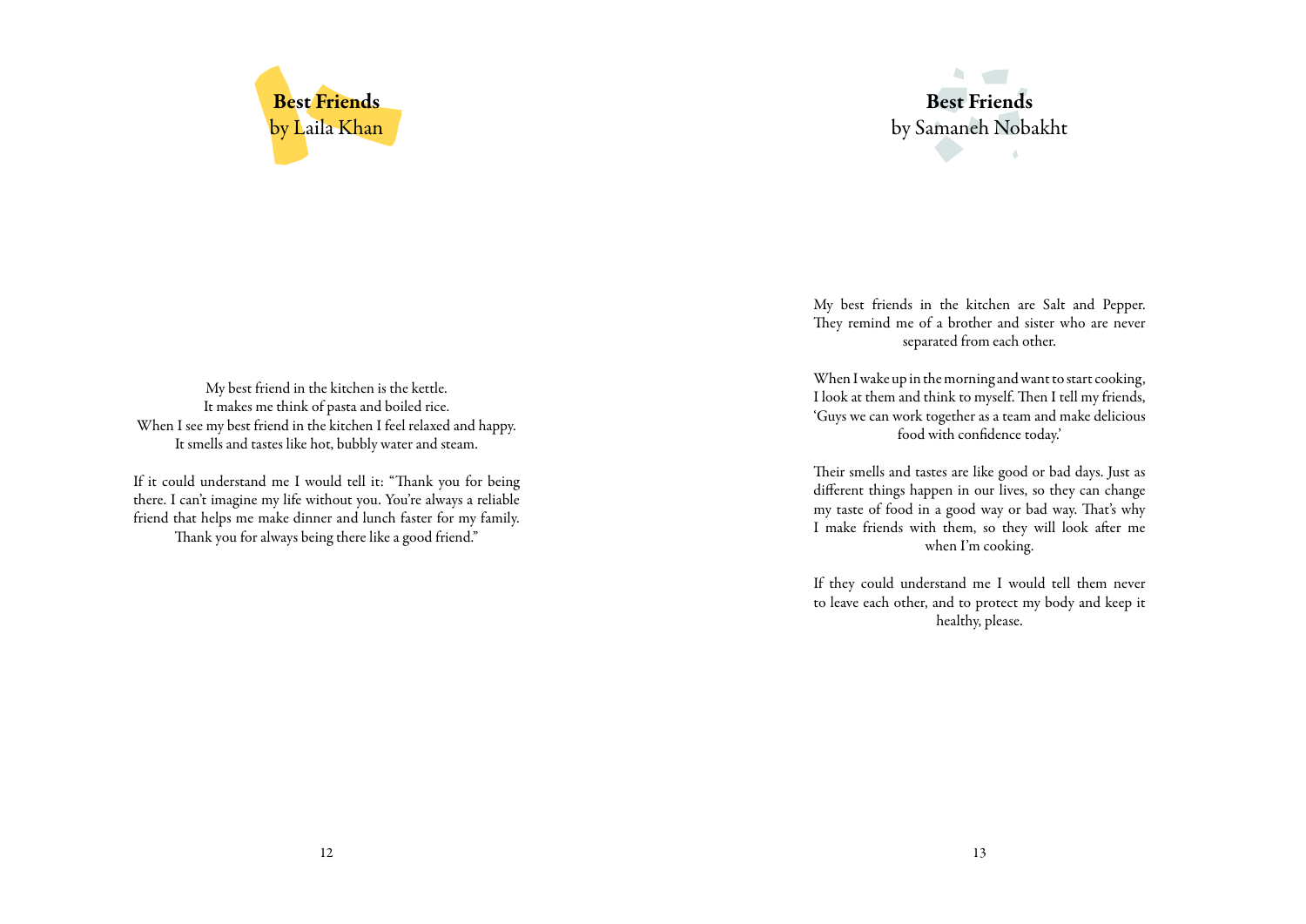## Best Friends
by Laila Khan

My best friend in the kitchen is the kettle.
It makes me think of pasta and boiled rice.
When I see my best friend in the kitchen I feel relaxed and happy.
It smells and tastes like hot, bubbly water and steam.

If it could understand me I would tell it: "Thank you for being there. I can't imagine my life without you. You're always a reliable friend that helps me make dinner and lunch faster for my family. Thank you for always being there like a good friend."

## Best Friends
by Samaneh Nobakht

My best friends in the kitchen are Salt and Pepper. They remind me of a brother and sister who are never separated from each other.

When I wake up in the morning and want to start cooking, I look at them and think to myself. Then I tell my friends, 'Guys we can work together as a team and make delicious food with confidence today.'

Their smells and tastes are like good or bad days. Just as different things happen in our lives, so they can change my taste of food in a good way or bad way. That's why I make friends with them, so they will look after me when I'm cooking.

If they could understand me I would tell them never to leave each other, and to protect my body and keep it healthy, please.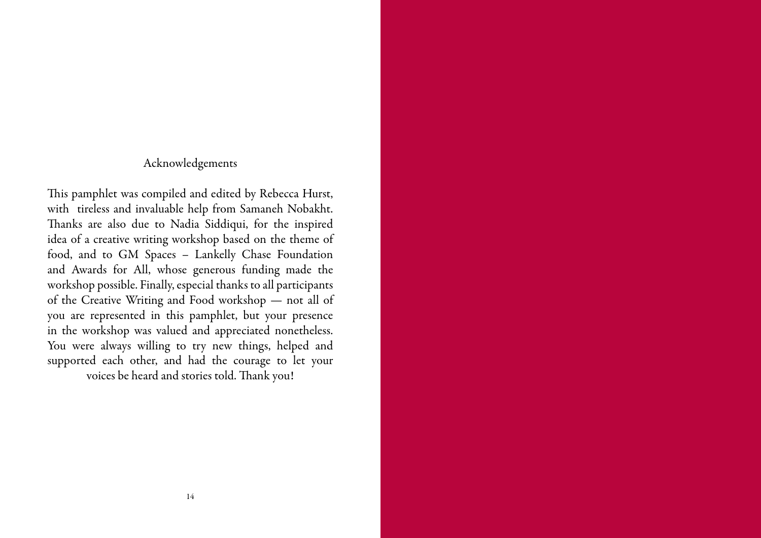## Acknowledgements

This pamphlet was compiled and edited by Rebecca Hurst, with tireless and invaluable help from Samaneh Nobakht. Thanks are also due to Nadia Siddiqui, for the inspired idea of a creative writing workshop based on the theme of food, and to GM Spaces – Lankelly Chase Foundation and Awards for All, whose generous funding made the workshop possible. Finally, especial thanks to all participants of the Creative Writing and Food workshop — not all of you are represented in this pamphlet, but your presence in the workshop was valued and appreciated nonetheless. You were always willing to try new things, helped and supported each other, and had the courage to let your voices be heard and stories told. Thank you!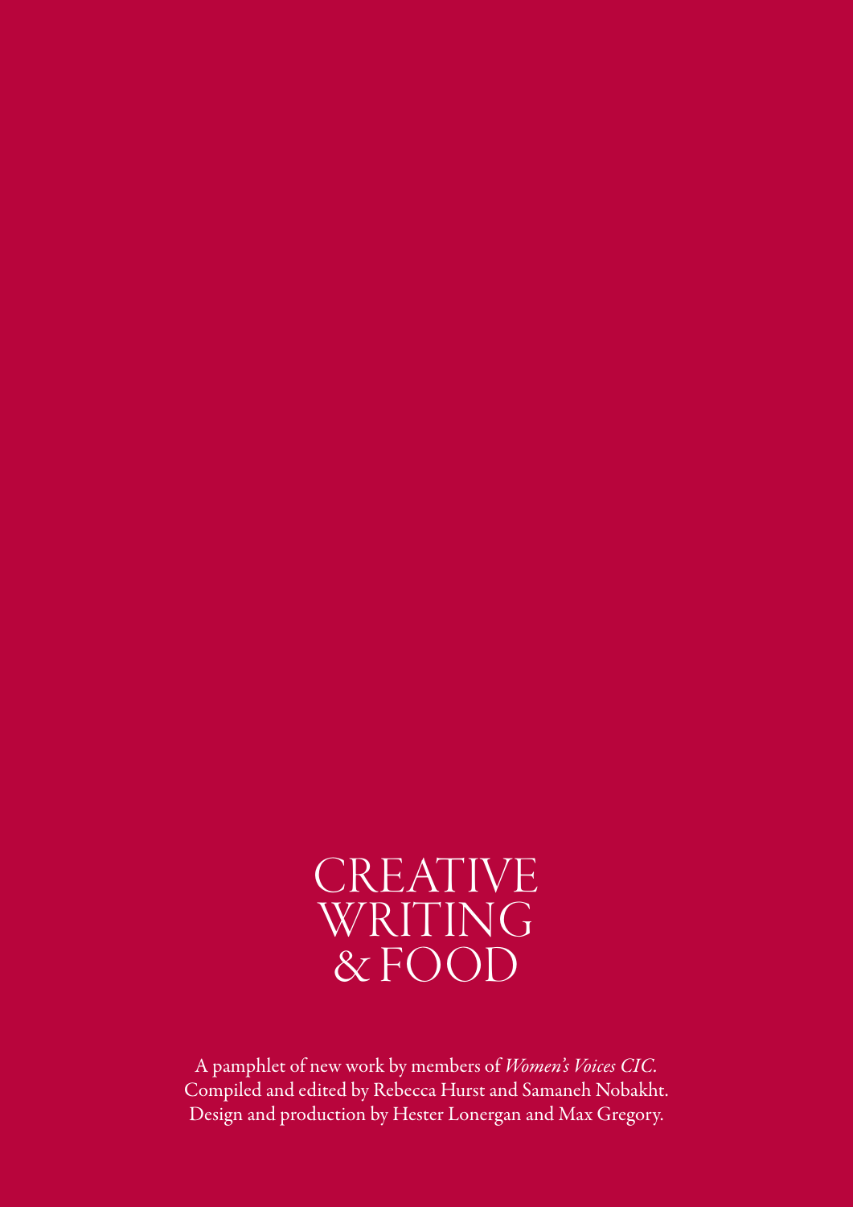# CREATIVE WRITING & FOOD

A pamphlet of new work by members of *Women's Voices CIC.*
Compiled and edited by Rebecca Hurst and Samaneh Nobakht.
Design and production by Hester Lonergan and Max Gregory.